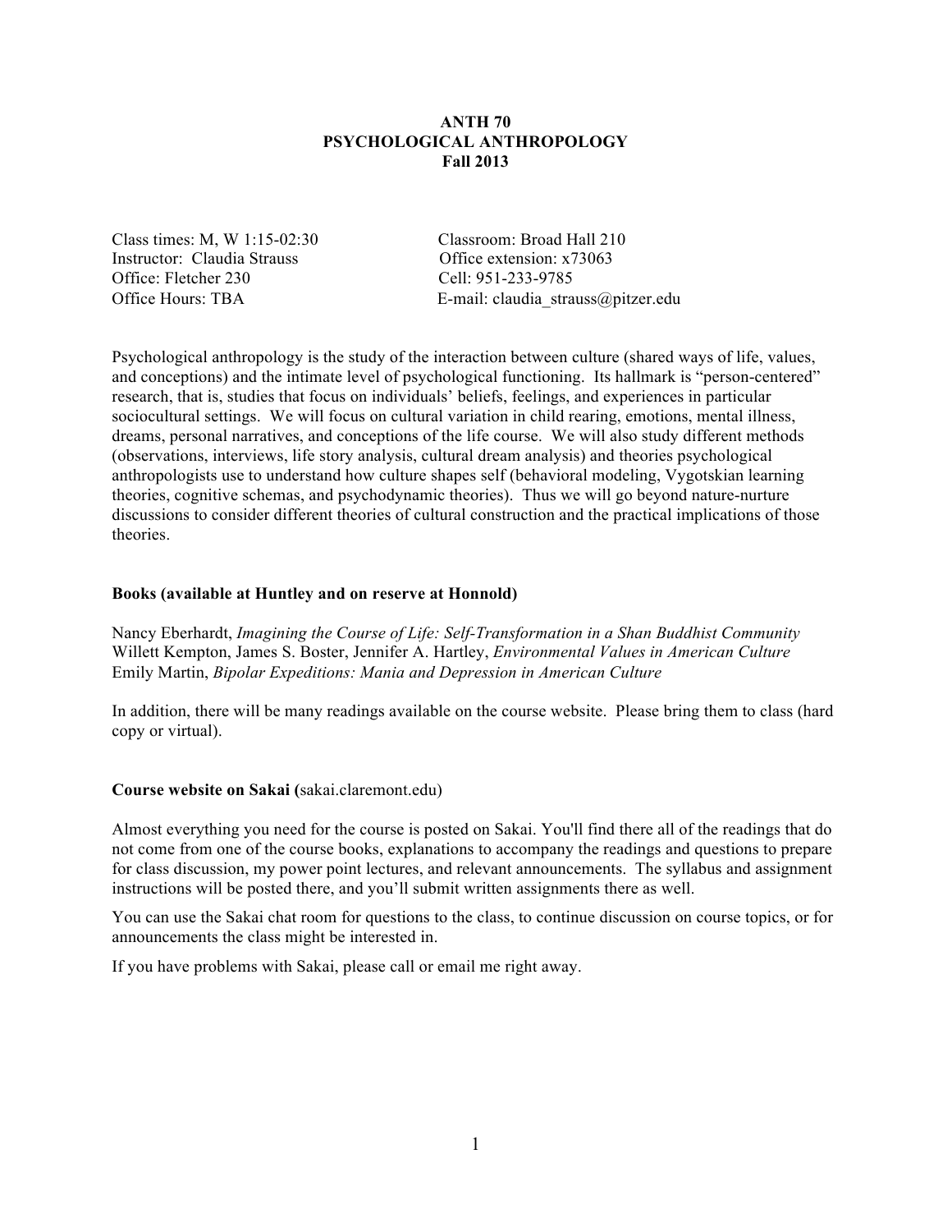# ANTH 70
# PSYCHOLOGICAL ANTHROPOLOGY
# Fall 2013

Class times: M, W 1:15-02:30
Instructor: Claudia Strauss
Office: Fletcher 230
Office Hours: TBA

Classroom: Broad Hall 210
Office extension: x73063
Cell: 951-233-9785
E-mail: claudia_strauss@pitzer.edu

Psychological anthropology is the study of the interaction between culture (shared ways of life, values, and conceptions) and the intimate level of psychological functioning. Its hallmark is "person-centered" research, that is, studies that focus on individuals' beliefs, feelings, and experiences in particular sociocultural settings. We will focus on cultural variation in child rearing, emotions, mental illness, dreams, personal narratives, and conceptions of the life course. We will also study different methods (observations, interviews, life story analysis, cultural dream analysis) and theories psychological anthropologists use to understand how culture shapes self (behavioral modeling, Vygotskian learning theories, cognitive schemas, and psychodynamic theories). Thus we will go beyond nature-nurture discussions to consider different theories of cultural construction and the practical implications of those theories.

**Books (available at Huntley and on reserve at Honnold)**

Nancy Eberhardt, *Imagining the Course of Life: Self-Transformation in a Shan Buddhist Community*
Willett Kempton, James S. Boster, Jennifer A. Hartley, *Environmental Values in American Culture*
Emily Martin, *Bipolar Expeditions: Mania and Depression in American Culture*

In addition, there will be many readings available on the course website. Please bring them to class (hard copy or virtual).

**Course website on Sakai (**sakai.claremont.edu)

Almost everything you need for the course is posted on Sakai. You'll find there all of the readings that do not come from one of the course books, explanations to accompany the readings and questions to prepare for class discussion, my power point lectures, and relevant announcements. The syllabus and assignment instructions will be posted there, and you'll submit written assignments there as well.

You can use the Sakai chat room for questions to the class, to continue discussion on course topics, or for announcements the class might be interested in.

If you have problems with Sakai, please call or email me right away.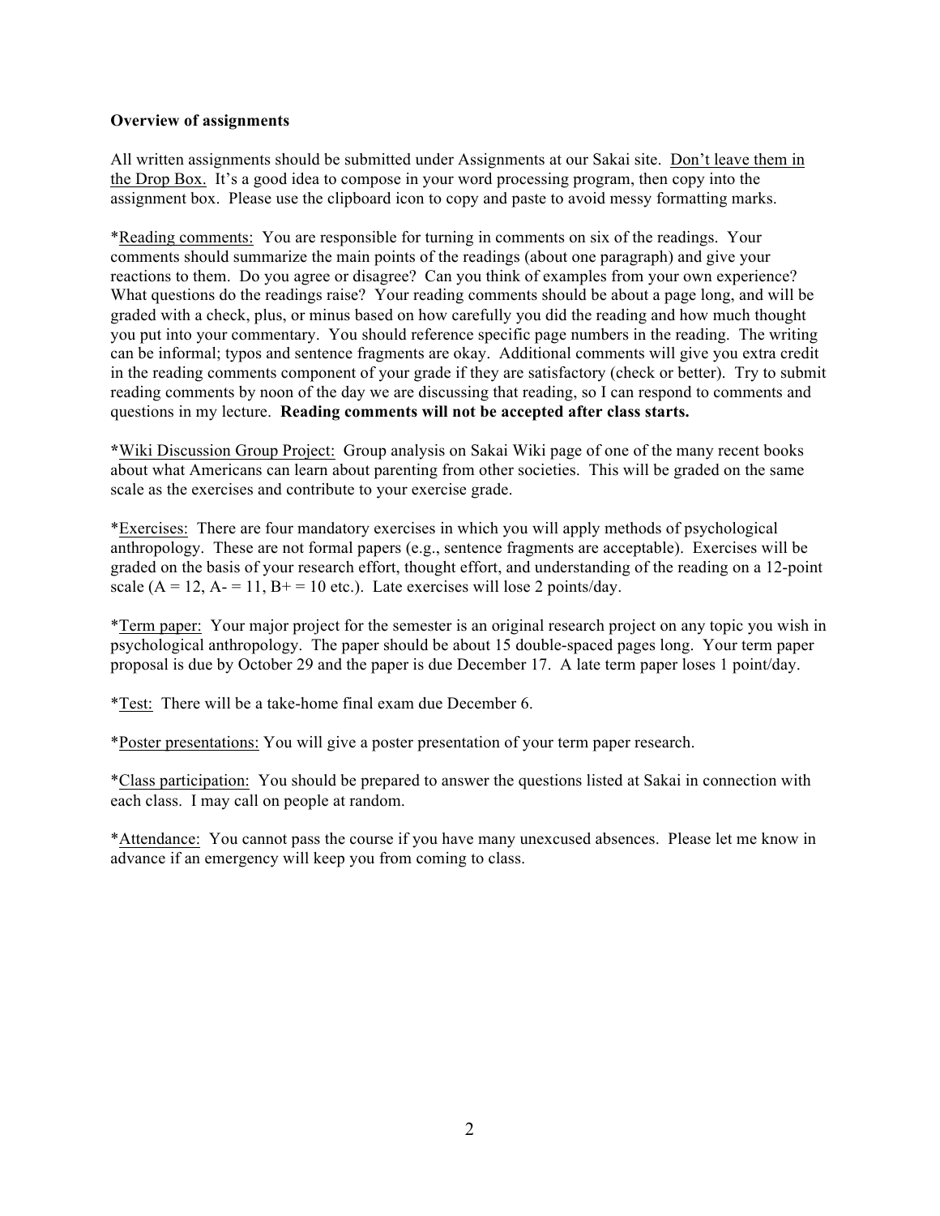**Overview of assignments**

All written assignments should be submitted under Assignments at our Sakai site. Don't leave them in the Drop Box. It's a good idea to compose in your word processing program, then copy into the assignment box. Please use the clipboard icon to copy and paste to avoid messy formatting marks.

*Reading comments: You are responsible for turning in comments on six of the readings. Your comments should summarize the main points of the readings (about one paragraph) and give your reactions to them. Do you agree or disagree? Can you think of examples from your own experience? What questions do the readings raise? Your reading comments should be about a page long, and will be graded with a check, plus, or minus based on how carefully you did the reading and how much thought you put into your commentary. You should reference specific page numbers in the reading. The writing can be informal; typos and sentence fragments are okay. Additional comments will give you extra credit in the reading comments component of your grade if they are satisfactory (check or better). Try to submit reading comments by noon of the day we are discussing that reading, so I can respond to comments and questions in my lecture. **Reading comments will not be accepted after class starts.**

*Wiki Discussion Group Project: Group analysis on Sakai Wiki page of one of the many recent books about what Americans can learn about parenting from other societies. This will be graded on the same scale as the exercises and contribute to your exercise grade.

*Exercises: There are four mandatory exercises in which you will apply methods of psychological anthropology. These are not formal papers (e.g., sentence fragments are acceptable). Exercises will be graded on the basis of your research effort, thought effort, and understanding of the reading on a 12-point scale (A = 12, A- = 11, B+ = 10 etc.). Late exercises will lose 2 points/day.

*Term paper: Your major project for the semester is an original research project on any topic you wish in psychological anthropology. The paper should be about 15 double-spaced pages long. Your term paper proposal is due by October 29 and the paper is due December 17. A late term paper loses 1 point/day.

*Test: There will be a take-home final exam due December 6.

*Poster presentations: You will give a poster presentation of your term paper research.

*Class participation: You should be prepared to answer the questions listed at Sakai in connection with each class. I may call on people at random.

*Attendance: You cannot pass the course if you have many unexcused absences. Please let me know in advance if an emergency will keep you from coming to class.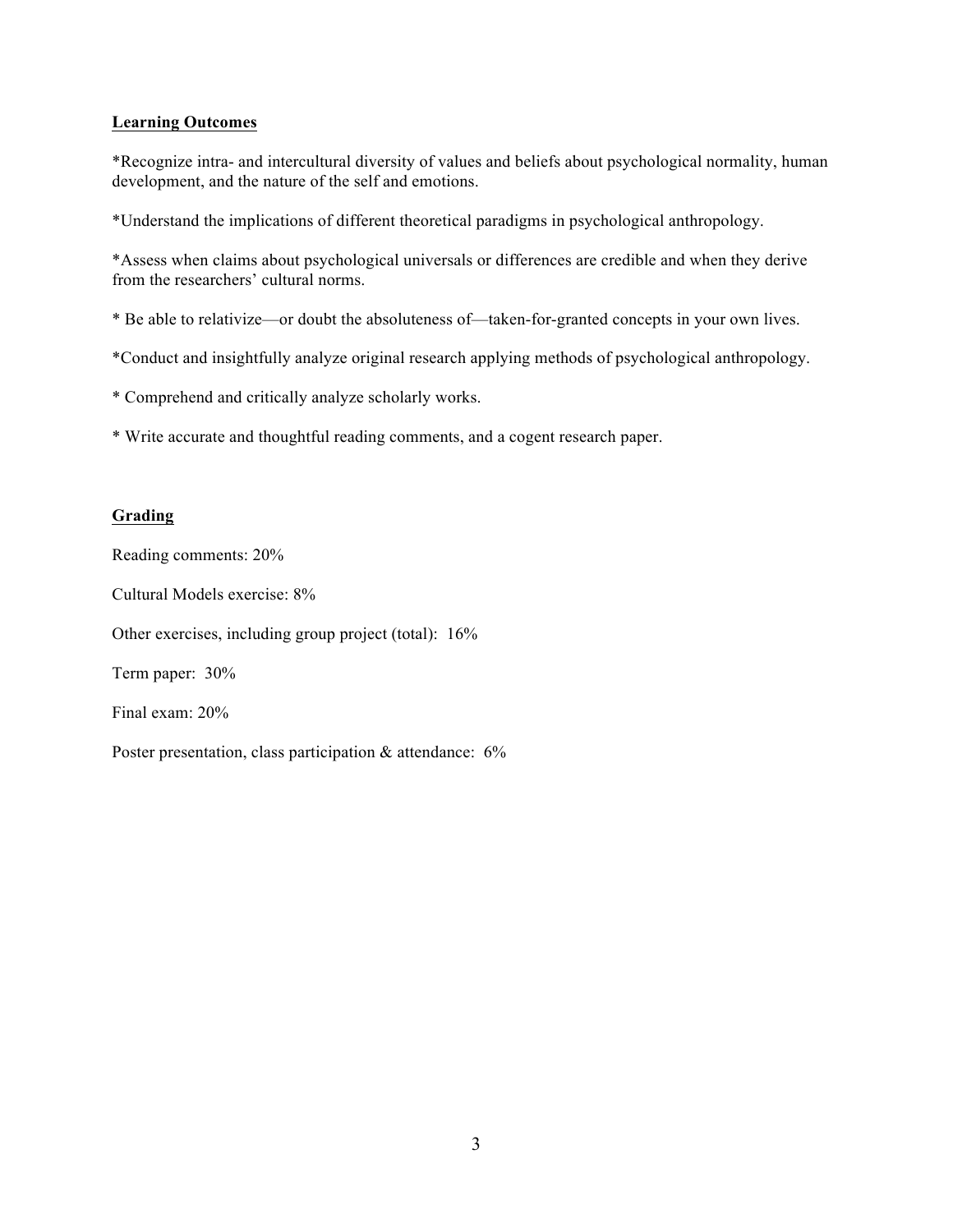## Learning Outcomes

*Recognize intra- and intercultural diversity of values and beliefs about psychological normality, human development, and the nature of the self and emotions.

*Understand the implications of different theoretical paradigms in psychological anthropology.

*Assess when claims about psychological universals or differences are credible and when they derive from the researchers' cultural norms.

* Be able to relativize—or doubt the absoluteness of—taken-for-granted concepts in your own lives.

*Conduct and insightfully analyze original research applying methods of psychological anthropology.

* Comprehend and critically analyze scholarly works.

* Write accurate and thoughtful reading comments, and a cogent research paper.

## Grading

Reading comments: 20%

Cultural Models exercise: 8%

Other exercises, including group project (total): 16%

Term paper: 30%

Final exam: 20%

Poster presentation, class participation & attendance: 6%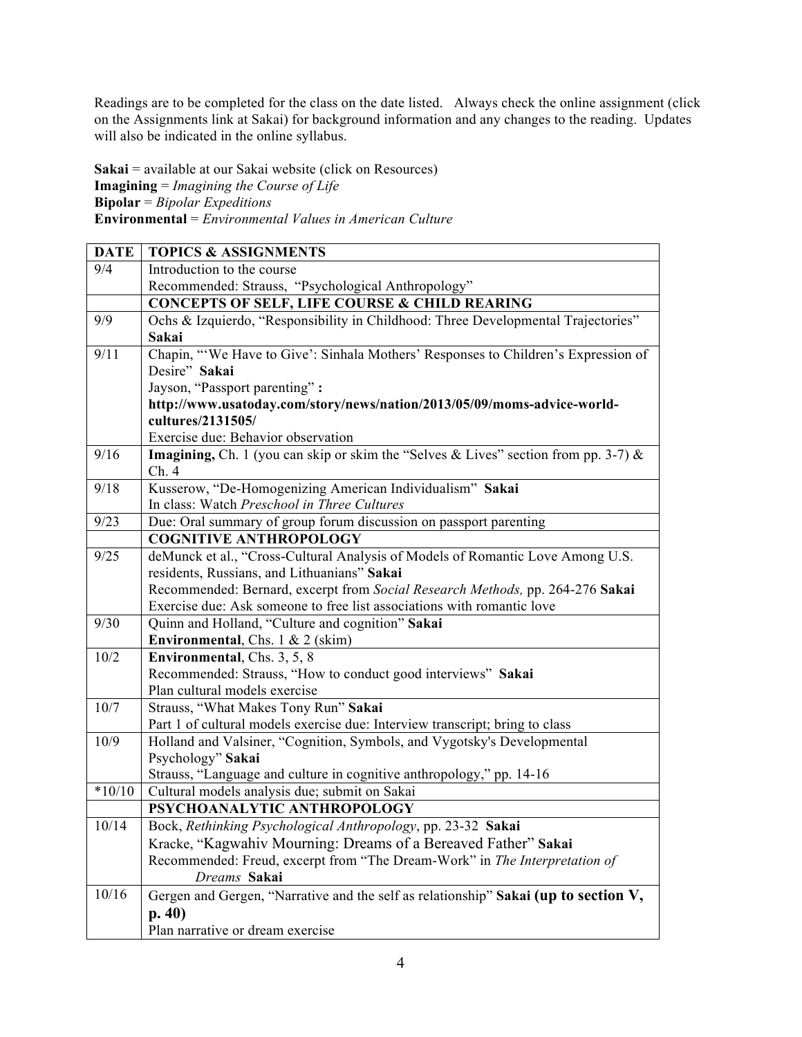Readings are to be completed for the class on the date listed. Always check the online assignment (click on the Assignments link at Sakai) for background information and any changes to the reading. Updates will also be indicated in the online syllabus.

**Sakai** = available at our Sakai website (click on Resources)
**Imagining** = *Imagining the Course of Life*
**Bipolar** = *Bipolar Expeditions*
**Environmental** = *Environmental Values in American Culture*

| DATE | TOPICS & ASSIGNMENTS |
|---|---|
| 9/4 | Introduction to the course<br>Recommended: Strauss, "Psychological Anthropology" |
| | **CONCEPTS OF SELF, LIFE COURSE & CHILD REARING** |
| 9/9 | Ochs & Izquierdo, "Responsibility in Childhood: Three Developmental Trajectories" **Sakai** |
| 9/11 | Chapin, "'We Have to Give': Sinhala Mothers' Responses to Children's Expression of Desire" **Sakai**<br>Jayson, "Passport parenting" **: http://www.usatoday.com/story/news/nation/2013/05/09/moms-advice-world-cultures/2131505/**<br>Exercise due: Behavior observation |
| 9/16 | **Imagining,** Ch. 1 (you can skip or skim the "Selves & Lives" section from pp. 3-7) & Ch. 4 |
| 9/18 | Kusserow, "De-Homogenizing American Individualism" **Sakai**<br>In class: Watch *Preschool in Three Cultures* |
| 9/23 | Due: Oral summary of group forum discussion on passport parenting |
| | **COGNITIVE ANTHROPOLOGY** |
| 9/25 | deMunck et al., "Cross-Cultural Analysis of Models of Romantic Love Among U.S. residents, Russians, and Lithuanians" **Sakai**<br>Recommended: Bernard, excerpt from *Social Research Methods,* pp. 264-276 **Sakai**<br>Exercise due: Ask someone to free list associations with romantic love |
| 9/30 | Quinn and Holland, "Culture and cognition" **Sakai**<br>**Environmental**, Chs. 1 & 2 (skim) |
| 10/2 | **Environmental**, Chs. 3, 5, 8<br>Recommended: Strauss, "How to conduct good interviews" **Sakai**<br>Plan cultural models exercise |
| 10/7 | Strauss, "What Makes Tony Run" **Sakai**<br>Part 1 of cultural models exercise due: Interview transcript; bring to class |
| 10/9 | Holland and Valsiner, "Cognition, Symbols, and Vygotsky's Developmental Psychology" **Sakai**<br>Strauss, "Language and culture in cognitive anthropology," pp. 14-16 |
| *10/10 | Cultural models analysis due; submit on Sakai |
| | **PSYCHOANALYTIC ANTHROPOLOGY** |
| 10/14 | Bock, *Rethinking Psychological Anthropology*, pp. 23-32 **Sakai**<br>Kracke, "Kagwahiv Mourning: Dreams of a Bereaved Father" **Sakai**<br>Recommended: Freud, excerpt from "The Dream-Work" in *The Interpretation of Dreams* **Sakai** |
| 10/16 | Gergen and Gergen, "Narrative and the self as relationship" **Sakai (up to section V, p. 40)**<br>Plan narrative or dream exercise |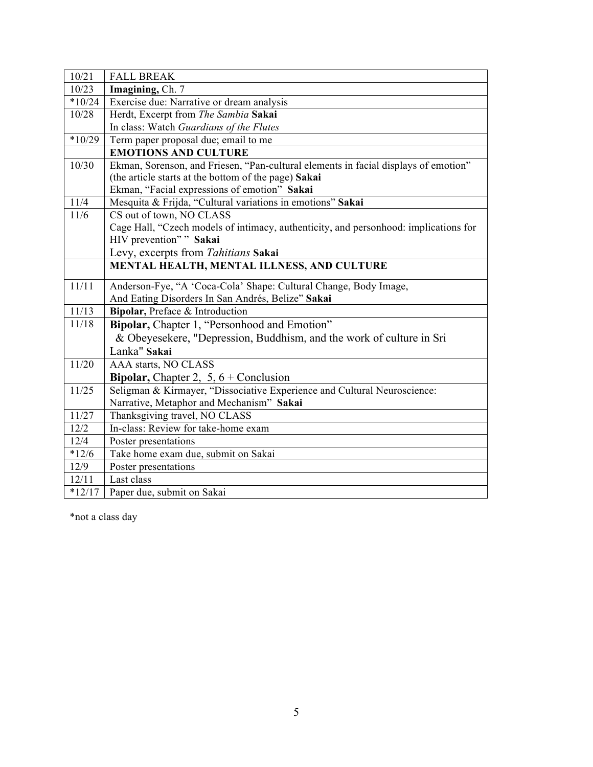| | |
|---|---|
| 10/21 | FALL BREAK |
| 10/23 | **Imagining,** Ch. 7 |
| *10/24 | Exercise due: Narrative or dream analysis |
| 10/28 | Herdt, Excerpt from *The Sambia* **Sakai**<br>In class: Watch *Guardians of the Flutes* |
| *10/29 | Term paper proposal due; email to me |
| | **EMOTIONS AND CULTURE** |
| 10/30 | Ekman, Sorenson, and Friesen, "Pan-cultural elements in facial displays of emotion" (the article starts at the bottom of the page) **Sakai**<br>Ekman, "Facial expressions of emotion" **Sakai** |
| 11/4 | Mesquita & Frijda, "Cultural variations in emotions" **Sakai** |
| 11/6 | CS out of town, NO CLASS<br>Cage Hall, "Czech models of intimacy, authenticity, and personhood: implications for HIV prevention" " **Sakai**<br>Levy, excerpts from *Tahitians* **Sakai** |
| | **MENTAL HEALTH, MENTAL ILLNESS, AND CULTURE** |
| 11/11 | Anderson-Fye, "A 'Coca-Cola' Shape: Cultural Change, Body Image, And Eating Disorders In San Andrés, Belize" **Sakai** |
| 11/13 | **Bipolar,** Preface & Introduction |
| 11/18 | **Bipolar,** Chapter 1, "Personhood and Emotion"<br>& Obeyesekere, "Depression, Buddhism, and the work of culture in Sri Lanka" **Sakai** |
| 11/20 | AAA starts, NO CLASS<br>**Bipolar,** Chapter 2, 5, 6 + Conclusion |
| 11/25 | Seligman & Kirmayer, "Dissociative Experience and Cultural Neuroscience: Narrative, Metaphor and Mechanism" **Sakai** |
| 11/27 | Thanksgiving travel, NO CLASS |
| 12/2 | In-class: Review for take-home exam |
| 12/4 | Poster presentations |
| *12/6 | Take home exam due, submit on Sakai |
| 12/9 | Poster presentations |
| 12/11 | Last class |
| *12/17 | Paper due, submit on Sakai |

*not a class day